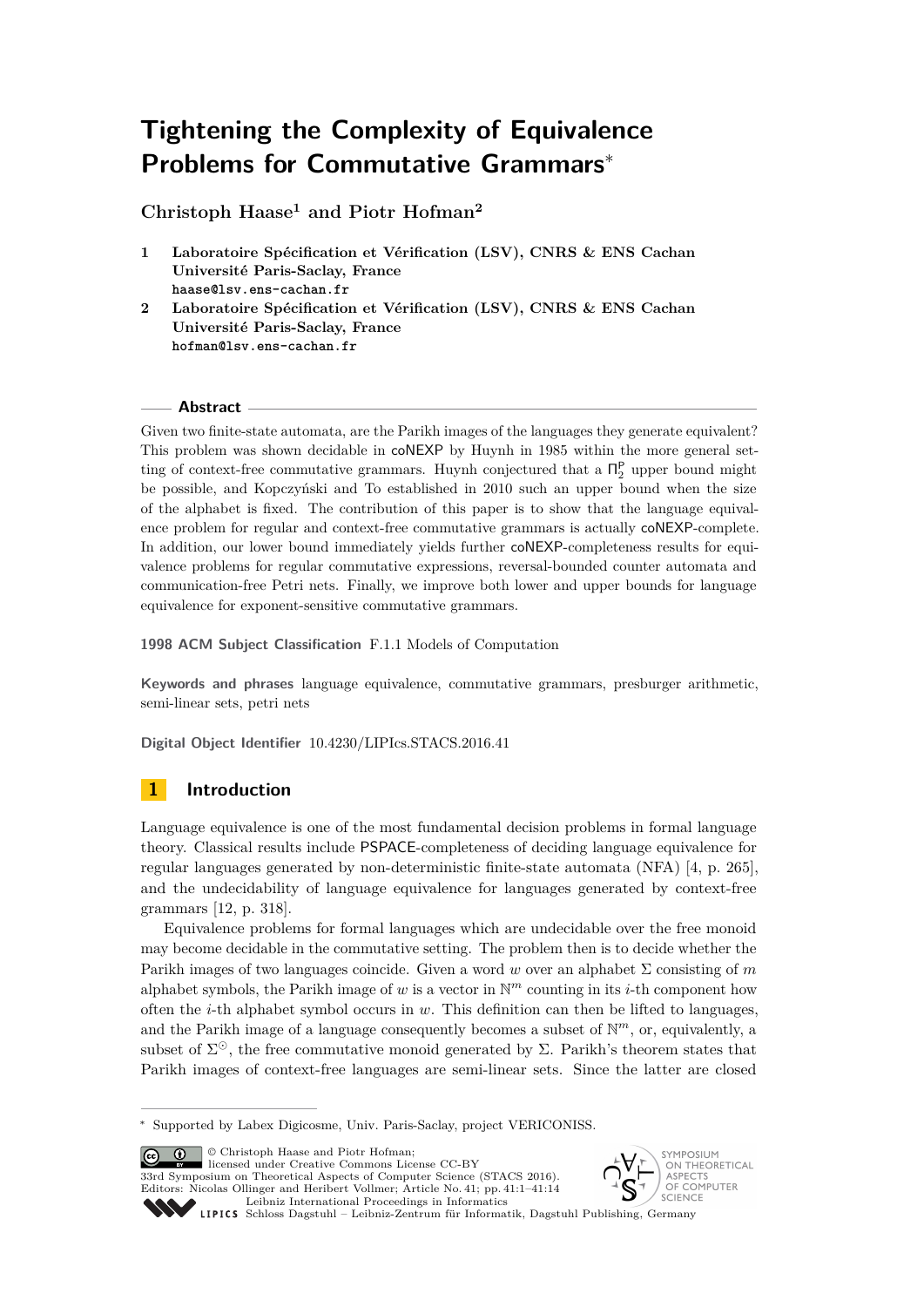# Tightening the Complexity of Equivalence Problems for Commutative Grammars*

**Christoph Haase[1] and Piotr Hofman[2]**

1. **Laboratoire Spécification et Vérification (LSV), CNRS & ENS Cachan Université Paris-Saclay, France**
   haase@lsv.ens-cachan.fr
2. **Laboratoire Spécification et Vérification (LSV), CNRS & ENS Cachan Université Paris-Saclay, France**
   hofman@lsv.ens-cachan.fr

## Abstract

Given two finite-state automata, are the Parikh images of the languages they generate equivalent? This problem was shown decidable in coNEXP by Huynh in 1985 within the more general setting of context-free commutative grammars. Huynh conjectured that a $\Pi_2^P$ upper bound might be possible, and Kopczyński and To established in 2010 such an upper bound when the size of the alphabet is fixed. The contribution of this paper is to show that the language equivalence problem for regular and context-free commutative grammars is actually coNEXP-complete. In addition, our lower bound immediately yields further coNEXP-completeness results for equivalence problems for regular commutative expressions, reversal-bounded counter automata and communication-free Petri nets. Finally, we improve both lower and upper bounds for language equivalence for exponent-sensitive commutative grammars.

**1998 ACM Subject Classification** F.1.1 Models of Computation

**Keywords and phrases** language equivalence, commutative grammars, presburger arithmetic, semi-linear sets, petri nets

**Digital Object Identifier** 10.4230/LIPIcs.STACS.2016.41

## 1 Introduction

Language equivalence is one of the most fundamental decision problems in formal language theory. Classical results include PSPACE-completeness of deciding language equivalence for regular languages generated by non-deterministic finite-state automata (NFA) [4, p. 265], and the undecidability of language equivalence for languages generated by context-free grammars [12, p. 318].

Equivalence problems for formal languages which are undecidable over the free monoid may become decidable in the commutative setting. The problem then is to decide whether the Parikh images of two languages coincide. Given a word $w$ over an alphabet $\Sigma$ consisting of $m$ alphabet symbols, the Parikh image of $w$ is a vector in $\mathbb{N}^m$ counting in its $i$-th component how often the $i$-th alphabet symbol occurs in $w$. This definition can then be lifted to languages, and the Parikh image of a language consequently becomes a subset of $\mathbb{N}^m$, or, equivalently, a subset of $\Sigma^{\odot}$, the free commutative monoid generated by $\Sigma$. Parikh's theorem states that Parikh images of context-free languages are semi-linear sets. Since the latter are closed

---

* Supported by Labex Digicosme, Univ. Paris-Saclay, project VERICONISS.

© Christoph Haase and Piotr Hofman; licensed under Creative Commons License CC-BY
33rd Symposium on Theoretical Aspects of Computer Science (STACS 2016).
Editors: Nicolas Ollinger and Heribert Vollmer; Article No. 41; pp. 41:1–41:14
Leibniz International Proceedings in Informatics
Schloss Dagstuhl – Leibniz-Zentrum für Informatik, Dagstuhl Publishing, Germany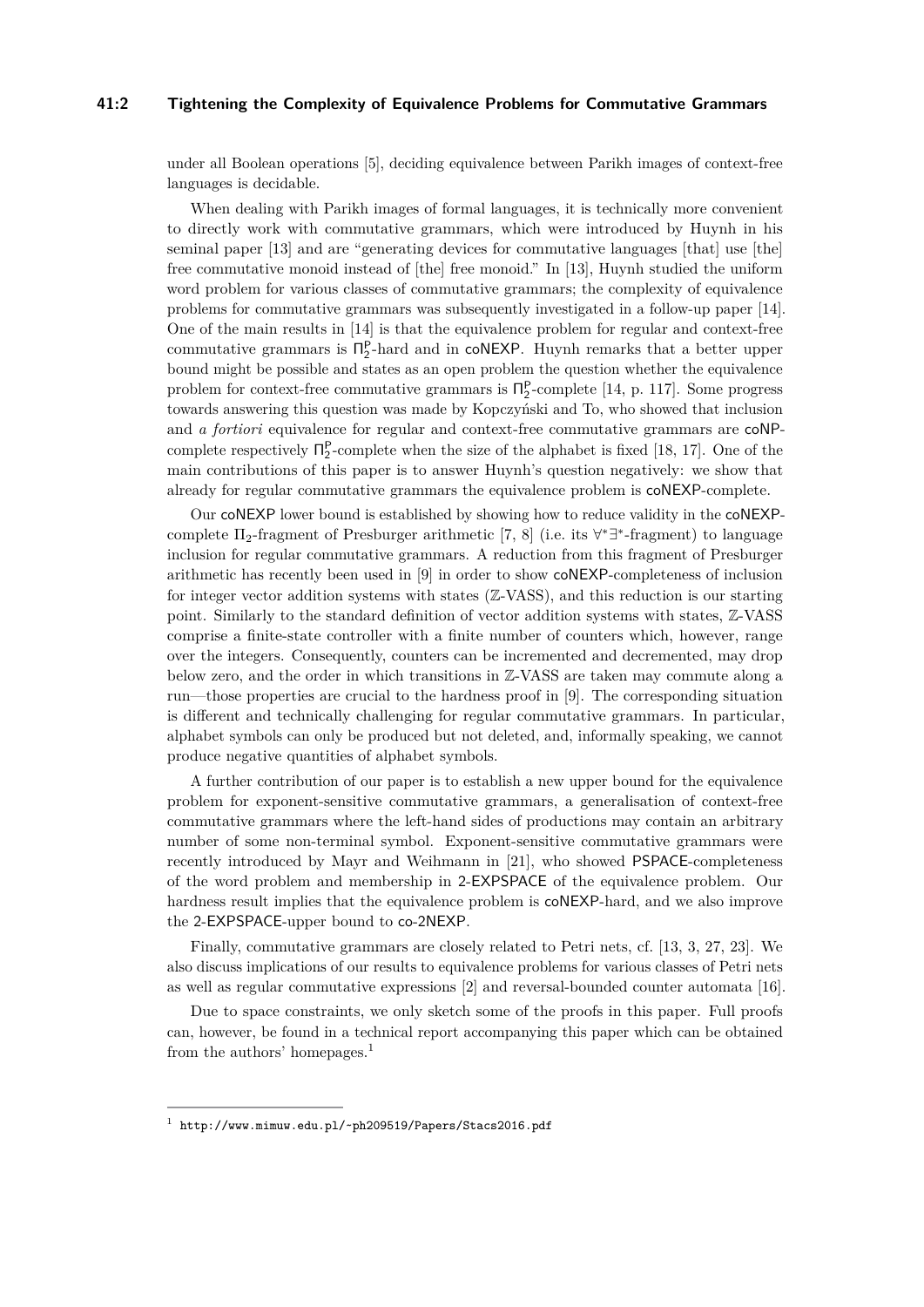under all Boolean operations [5], deciding equivalence between Parikh images of context-free languages is decidable.

When dealing with Parikh images of formal languages, it is technically more convenient to directly work with commutative grammars, which were introduced by Huynh in his seminal paper [13] and are "generating devices for commutative languages [that] use [the] free commutative monoid instead of [the] free monoid." In [13], Huynh studied the uniform word problem for various classes of commutative grammars; the complexity of equivalence problems for commutative grammars was subsequently investigated in a follow-up paper [14]. One of the main results in [14] is that the equivalence problem for regular and context-free commutative grammars is $\Pi_2^{\mathsf{P}}$-hard and in coNEXP. Huynh remarks that a better upper bound might be possible and states as an open problem the question whether the equivalence problem for context-free commutative grammars is $\Pi_2^{\mathsf{P}}$-complete [14, p. 117]. Some progress towards answering this question was made by Kopczyński and To, who showed that inclusion and *a fortiori* equivalence for regular and context-free commutative grammars are coNP-complete respectively $\Pi_2^{\mathsf{P}}$-complete when the size of the alphabet is fixed [18, 17]. One of the main contributions of this paper is to answer Huynh's question negatively: we show that already for regular commutative grammars the equivalence problem is coNEXP-complete.

Our coNEXP lower bound is established by showing how to reduce validity in the coNEXP-complete $\Pi_2$-fragment of Presburger arithmetic [7, 8] (i.e. its $\forall^*\exists^*$-fragment) to language inclusion for regular commutative grammars. A reduction from this fragment of Presburger arithmetic has recently been used in [9] in order to show coNEXP-completeness of inclusion for integer vector addition systems with states ($\mathbb{Z}$-VASS), and this reduction is our starting point. Similarly to the standard definition of vector addition systems with states, $\mathbb{Z}$-VASS comprise a finite-state controller with a finite number of counters which, however, range over the integers. Consequently, counters can be incremented and decremented, may drop below zero, and the order in which transitions in $\mathbb{Z}$-VASS are taken may commute along a run—those properties are crucial to the hardness proof in [9]. The corresponding situation is different and technically challenging for regular commutative grammars. In particular, alphabet symbols can only be produced but not deleted, and, informally speaking, we cannot produce negative quantities of alphabet symbols.

A further contribution of our paper is to establish a new upper bound for the equivalence problem for exponent-sensitive commutative grammars, a generalisation of context-free commutative grammars where the left-hand sides of productions may contain an arbitrary number of some non-terminal symbol. Exponent-sensitive commutative grammars were recently introduced by Mayr and Weihmann in [21], who showed PSPACE-completeness of the word problem and membership in 2-EXPSPACE of the equivalence problem. Our hardness result implies that the equivalence problem is coNEXP-hard, and we also improve the 2-EXPSPACE-upper bound to co-2NEXP.

Finally, commutative grammars are closely related to Petri nets, cf. [13, 3, 27, 23]. We also discuss implications of our results to equivalence problems for various classes of Petri nets as well as regular commutative expressions [2] and reversal-bounded counter automata [16].

Due to space constraints, we only sketch some of the proofs in this paper. Full proofs can, however, be found in a technical report accompanying this paper which can be obtained from the authors' homepages.[1]

---

[1] http://www.mimuw.edu.pl/~ph209519/Papers/Stacs2016.pdf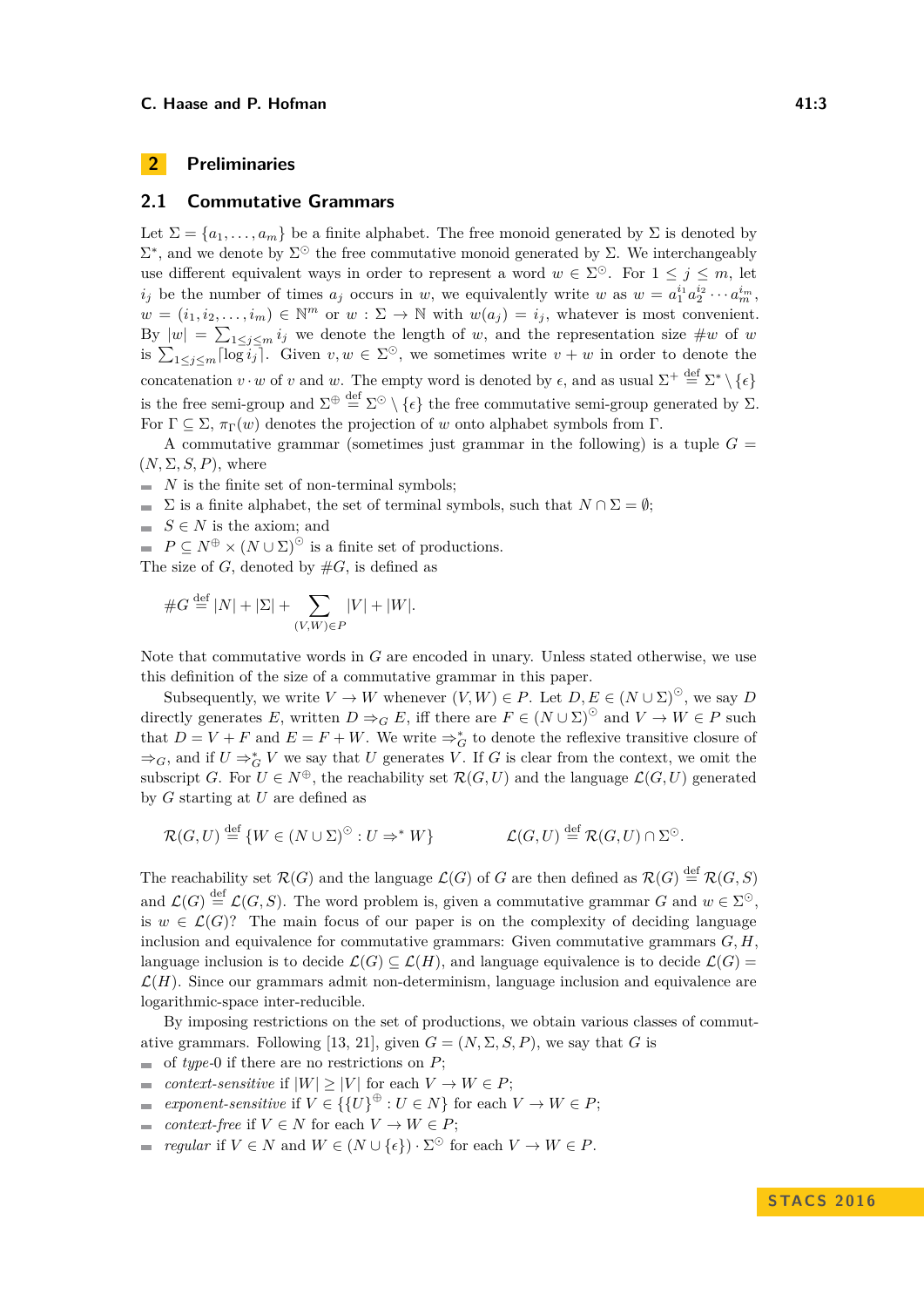## 2 Preliminaries

### 2.1 Commutative Grammars

Let $\Sigma = \{a_1, \ldots, a_m\}$ be a finite alphabet. The free monoid generated by $\Sigma$ is denoted by $\Sigma^*$, and we denote by $\Sigma^\odot$ the free commutative monoid generated by $\Sigma$. We interchangeably use different equivalent ways in order to represent a word $w \in \Sigma^\odot$. For $1 \le j \le m$, let $i_j$ be the number of times $a_j$ occurs in $w$, we equivalently write $w$ as $w = a_1^{i_1} a_2^{i_2} \cdots a_m^{i_m}$, $w = (i_1, i_2, \ldots, i_m) \in \mathbb{N}^m$ or $w : \Sigma \to \mathbb{N}$ with $w(a_j) = i_j$, whatever is most convenient. By $|w| = \sum_{1 \le j \le m} i_j$ we denote the length of $w$, and the representation size $\#w$ of $w$ is $\sum_{1 \le j \le m} \lceil \log i_j \rceil$. Given $v, w \in \Sigma^\odot$, we sometimes write $v + w$ in order to denote the concatenation $v \cdot w$ of $v$ and $w$. The empty word is denoted by $\epsilon$, and as usual $\Sigma^+ \stackrel{\text{def}}{=} \Sigma^* \setminus \{\epsilon\}$ is the free semi-group and $\Sigma^\oplus \stackrel{\text{def}}{=} \Sigma^\odot \setminus \{\epsilon\}$ the free commutative semi-group generated by $\Sigma$. For $\Gamma \subseteq \Sigma$, $\pi_\Gamma(w)$ denotes the projection of $w$ onto alphabet symbols from $\Gamma$.

A commutative grammar (sometimes just grammar in the following) is a tuple $G = (N, \Sigma, S, P)$, where

- $N$ is the finite set of non-terminal symbols;
- $\Sigma$ is a finite alphabet, the set of terminal symbols, such that $N \cap \Sigma = \emptyset$;
- $S \in N$ is the axiom; and
- $P \subseteq N^\oplus \times (N \cup \Sigma)^\odot$ is a finite set of productions.

The size of $G$, denoted by $\#G$, is defined as

$$\#G \stackrel{\text{def}}{=} |N| + |\Sigma| + \sum_{(V,W) \in P} |V| + |W|.$$

Note that commutative words in $G$ are encoded in unary. Unless stated otherwise, we use this definition of the size of a commutative grammar in this paper.

Subsequently, we write $V \to W$ whenever $(V, W) \in P$. Let $D, E \in (N \cup \Sigma)^\odot$, we say $D$ directly generates $E$, written $D \Rightarrow_G E$, iff there are $F \in (N \cup \Sigma)^\odot$ and $V \to W \in P$ such that $D = V + F$ and $E = F + W$. We write $\Rightarrow_G^*$ to denote the reflexive transitive closure of $\Rightarrow_G$, and if $U \Rightarrow_G^* V$ we say that $U$ generates $V$. If $G$ is clear from the context, we omit the subscript $G$. For $U \in N^\oplus$, the reachability set $\mathcal{R}(G, U)$ and the language $\mathcal{L}(G, U)$ generated by $G$ starting at $U$ are defined as

$$\mathcal{R}(G, U) \stackrel{\text{def}}{=} \{W \in (N \cup \Sigma)^\odot : U \Rightarrow^* W\} \qquad\qquad \mathcal{L}(G, U) \stackrel{\text{def}}{=} \mathcal{R}(G, U) \cap \Sigma^\odot.$$

The reachability set $\mathcal{R}(G)$ and the language $\mathcal{L}(G)$ of $G$ are then defined as $\mathcal{R}(G) \stackrel{\text{def}}{=} \mathcal{R}(G, S)$ and $\mathcal{L}(G) \stackrel{\text{def}}{=} \mathcal{L}(G, S)$. The word problem is, given a commutative grammar $G$ and $w \in \Sigma^\odot$, is $w \in \mathcal{L}(G)$? The main focus of our paper is on the complexity of deciding language inclusion and equivalence for commutative grammars: Given commutative grammars $G, H$, language inclusion is to decide $\mathcal{L}(G) \subseteq \mathcal{L}(H)$, and language equivalence is to decide $\mathcal{L}(G) = \mathcal{L}(H)$. Since our grammars admit non-determinism, language inclusion and equivalence are logarithmic-space inter-reducible.

By imposing restrictions on the set of productions, we obtain various classes of commutative grammars. Following [13, 21], given $G = (N, \Sigma, S, P)$, we say that $G$ is

- of *type-0* if there are no restrictions on $P$;
- *context-sensitive* if $|W| \ge |V|$ for each $V \to W \in P$;
- *exponent-sensitive* if $V \in \{\{U\}^\oplus : U \in N\}$ for each $V \to W \in P$;
- *context-free* if $V \in N$ for each $V \to W \in P$;
- *regular* if $V \in N$ and $W \in (N \cup \{\epsilon\}) \cdot \Sigma^\odot$ for each $V \to W \in P$.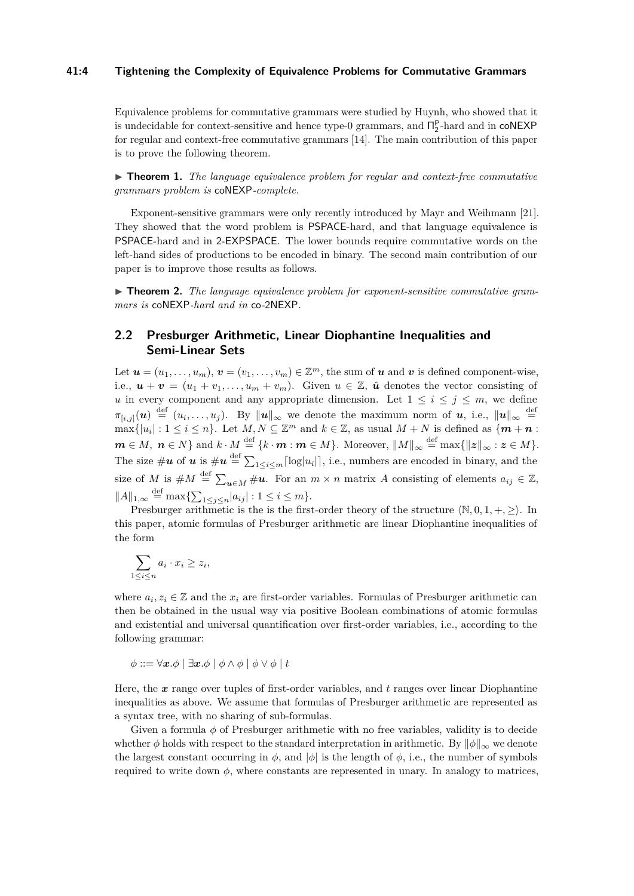Equivalence problems for commutative grammars were studied by Huynh, who showed that it is undecidable for context-sensitive and hence type-0 grammars, and $\Pi_2^\mathsf{P}$-hard and in coNEXP for regular and context-free commutative grammars [14]. The main contribution of this paper is to prove the following theorem.

▶ **Theorem 1.** *The language equivalence problem for regular and context-free commutative grammars problem is* coNEXP*-complete.*

Exponent-sensitive grammars were only recently introduced by Mayr and Weihmann [21]. They showed that the word problem is PSPACE-hard, and that language equivalence is PSPACE-hard and in 2-EXPSPACE. The lower bounds require commutative words on the left-hand sides of productions to be encoded in binary. The second main contribution of our paper is to improve those results as follows.

▶ **Theorem 2.** *The language equivalence problem for exponent-sensitive commutative grammars is* coNEXP*-hard and in* co-2NEXP*.*

## 2.2 Presburger Arithmetic, Linear Diophantine Inequalities and Semi-Linear Sets

Let $\boldsymbol{u} = (u_1, \ldots, u_m)$, $\boldsymbol{v} = (v_1, \ldots, v_m) \in \mathbb{Z}^m$, the sum of $\boldsymbol{u}$ and $\boldsymbol{v}$ is defined component-wise, i.e., $\boldsymbol{u} + \boldsymbol{v} = (u_1 + v_1, \ldots, u_m + v_m)$. Given $u \in \mathbb{Z}$, $\hat{\boldsymbol{u}}$ denotes the vector consisting of $u$ in every component and any appropriate dimension. Let $1 \leq i \leq j \leq m$, we define $\pi_{[i,j]}(\boldsymbol{u}) \stackrel{\text{def}}{=} (u_i, \ldots, u_j)$. By $\|\boldsymbol{u}\|_\infty$ we denote the maximum norm of $\boldsymbol{u}$, i.e., $\|\boldsymbol{u}\|_\infty \stackrel{\text{def}}{=} \max\{|u_i| : 1 \leq i \leq n\}$. Let $M, N \subseteq \mathbb{Z}^m$ and $k \in \mathbb{Z}$, as usual $M + N$ is defined as $\{\boldsymbol{m} + \boldsymbol{n} : \boldsymbol{m} \in M,\ \boldsymbol{n} \in N\}$ and $k \cdot M \stackrel{\text{def}}{=} \{k \cdot \boldsymbol{m} : \boldsymbol{m} \in M\}$. Moreover, $\|M\|_\infty \stackrel{\text{def}}{=} \max\{\|\boldsymbol{z}\|_\infty : \boldsymbol{z} \in M\}$. The size $\#\boldsymbol{u}$ of $\boldsymbol{u}$ is $\#\boldsymbol{u} \stackrel{\text{def}}{=} \sum_{1 \leq i \leq m} \lceil \log |u_i| \rceil$, i.e., numbers are encoded in binary, and the size of $M$ is $\#M \stackrel{\text{def}}{=} \sum_{\boldsymbol{u} \in M} \#\boldsymbol{u}$. For an $m \times n$ matrix $A$ consisting of elements $a_{ij} \in \mathbb{Z}$, $\|A\|_{1,\infty} \stackrel{\text{def}}{=} \max\{\sum_{1 \leq j \leq n} |a_{ij}| : 1 \leq i \leq m\}$.

Presburger arithmetic is the is the first-order theory of the structure $\langle \mathbb{N}, 0, 1, +, \geq \rangle$. In this paper, atomic formulas of Presburger arithmetic are linear Diophantine inequalities of the form

$$\sum_{1 \leq i \leq n} a_i \cdot x_i \geq z_i,$$

where $a_i, z_i \in \mathbb{Z}$ and the $x_i$ are first-order variables. Formulas of Presburger arithmetic can then be obtained in the usual way via positive Boolean combinations of atomic formulas and existential and universal quantification over first-order variables, i.e., according to the following grammar:

$$\phi ::= \forall \boldsymbol{x}.\phi \mid \exists \boldsymbol{x}.\phi \mid \phi \land \phi \mid \phi \lor \phi \mid t$$

Here, the $\boldsymbol{x}$ range over tuples of first-order variables, and $t$ ranges over linear Diophantine inequalities as above. We assume that formulas of Presburger arithmetic are represented as a syntax tree, with no sharing of sub-formulas.

Given a formula $\phi$ of Presburger arithmetic with no free variables, validity is to decide whether $\phi$ holds with respect to the standard interpretation in arithmetic. By $\|\phi\|_\infty$ we denote the largest constant occurring in $\phi$, and $|\phi|$ is the length of $\phi$, i.e., the number of symbols required to write down $\phi$, where constants are represented in unary. In analogy to matrices,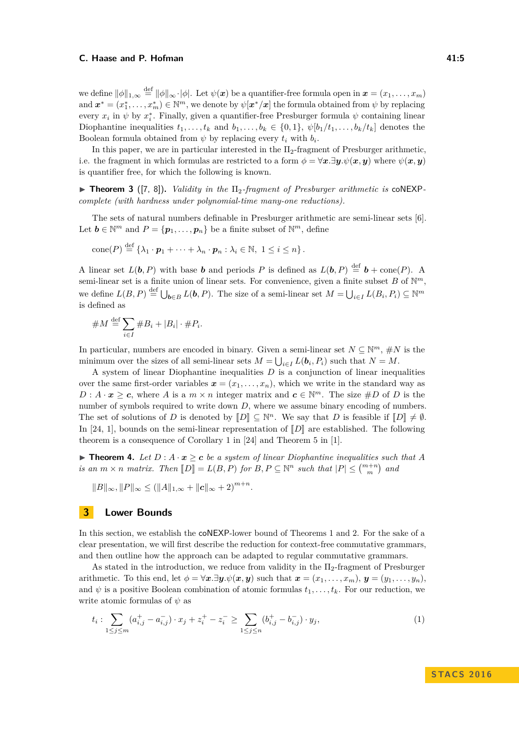we define $\|\phi\|_{1,\infty} \stackrel{\text{def}}{=} \|\phi\|_\infty \cdot |\phi|$. Let $\psi(\boldsymbol{x})$ be a quantifier-free formula open in $\boldsymbol{x} = (x_1, \ldots, x_m)$ and $\boldsymbol{x}^* = (x_1^*, \ldots, x_m^*) \in \mathbb{N}^m$, we denote by $\psi[\boldsymbol{x}^*/\boldsymbol{x}]$ the formula obtained from $\psi$ by replacing every $x_i$ in $\psi$ by $x_i^*$. Finally, given a quantifier-free Presburger formula $\psi$ containing linear Diophantine inequalities $t_1, \ldots, t_k$ and $b_1, \ldots, b_k \in \{0, 1\}$, $\psi[b_1/t_1, \ldots, b_k/t_k]$ denotes the Boolean formula obtained from $\psi$ by replacing every $t_i$ with $b_i$.

In this paper, we are in particular interested in the $\Pi_2$-fragment of Presburger arithmetic, i.e. the fragment in which formulas are restricted to a form $\phi = \forall \boldsymbol{x}.\exists \boldsymbol{y}.\psi(\boldsymbol{x}, \boldsymbol{y})$ where $\psi(\boldsymbol{x}, \boldsymbol{y})$ is quantifier free, for which the following is known.

▶ **Theorem 3** ([7, 8]). *Validity in the $\Pi_2$-fragment of Presburger arithmetic is* coNEXP*-complete (with hardness under polynomial-time many-one reductions).*

The sets of natural numbers definable in Presburger arithmetic are semi-linear sets [6]. Let $\boldsymbol{b} \in \mathbb{N}^m$ and $P = \{\boldsymbol{p}_1, \ldots, \boldsymbol{p}_n\}$ be a finite subset of $\mathbb{N}^m$, define

$$\text{cone}(P) \stackrel{\text{def}}{=} \{\lambda_1 \cdot \boldsymbol{p}_1 + \cdots + \lambda_n \cdot \boldsymbol{p}_n : \lambda_i \in \mathbb{N},\ 1 \leq i \leq n\}.$$

A linear set $L(\boldsymbol{b}, P)$ with base $\boldsymbol{b}$ and periods $P$ is defined as $L(\boldsymbol{b}, P) \stackrel{\text{def}}{=} \boldsymbol{b} + \text{cone}(P)$. A semi-linear set is a finite union of linear sets. For convenience, given a finite subset $B$ of $\mathbb{N}^m$, we define $L(B, P) \stackrel{\text{def}}{=} \bigcup_{\boldsymbol{b} \in B} L(\boldsymbol{b}, P)$. The size of a semi-linear set $M = \bigcup_{i \in I} L(B_i, P_i) \subseteq \mathbb{N}^m$ is defined as

$$\#M \stackrel{\text{def}}{=} \sum_{i \in I} \#B_i + |B_i| \cdot \#P_i.$$

In particular, numbers are encoded in binary. Given a semi-linear set $N \subseteq \mathbb{N}^m$, $\#N$ is the minimum over the sizes of all semi-linear sets $M = \bigcup_{i \in I} L(\boldsymbol{b}_i, P_i)$ such that $N = M$.

A system of linear Diophantine inequalities $D$ is a conjunction of linear inequalities over the same first-order variables $\boldsymbol{x} = (x_1, \ldots, x_n)$, which we write in the standard way as $D : A \cdot \boldsymbol{x} \geq \boldsymbol{c}$, where $A$ is a $m \times n$ integer matrix and $\boldsymbol{c} \in \mathbb{N}^m$. The size $\#D$ of $D$ is the number of symbols required to write down $D$, where we assume binary encoding of numbers. The set of solutions of $D$ is denoted by $[\![D]\!] \subseteq \mathbb{N}^n$. We say that $D$ is feasible if $[\![D]\!] \neq \emptyset$. In [24, 1], bounds on the semi-linear representation of $[\![D]\!]$ are established. The following theorem is a consequence of Corollary 1 in [24] and Theorem 5 in [1].

▶ **Theorem 4.** *Let $D : A \cdot \boldsymbol{x} \geq \boldsymbol{c}$ be a system of linear Diophantine inequalities such that $A$ is an $m \times n$ matrix. Then $[\![D]\!] = L(B, P)$ for $B, P \subseteq \mathbb{N}^n$ such that $|P| \leq \binom{m+n}{m}$ and*

$$\|B\|_\infty, \|P\|_\infty \leq (\|A\|_{1,\infty} + \|\boldsymbol{c}\|_\infty + 2)^{m+n}.$$

## 3 Lower Bounds

In this section, we establish the coNEXP-lower bound of Theorems 1 and 2. For the sake of a clear presentation, we will first describe the reduction for context-free commutative grammars, and then outline how the approach can be adapted to regular commutative grammars.

As stated in the introduction, we reduce from validity in the $\Pi_2$-fragment of Presburger arithmetic. To this end, let $\phi = \forall \boldsymbol{x}.\exists \boldsymbol{y}.\psi(\boldsymbol{x}, \boldsymbol{y})$ such that $\boldsymbol{x} = (x_1, \ldots, x_m)$, $\boldsymbol{y} = (y_1, \ldots, y_n)$, and $\psi$ is a positive Boolean combination of atomic formulas $t_1, \ldots, t_k$. For our reduction, we write atomic formulas of $\psi$ as

$$t_i : \sum_{1 \leq j \leq m} (a_{i,j}^+ - a_{i,j}^-) \cdot x_j + z_i^+ - z_i^- \geq \sum_{1 \leq j \leq n} (b_{i,j}^+ - b_{i,j}^-) \cdot y_j, \tag{1}$$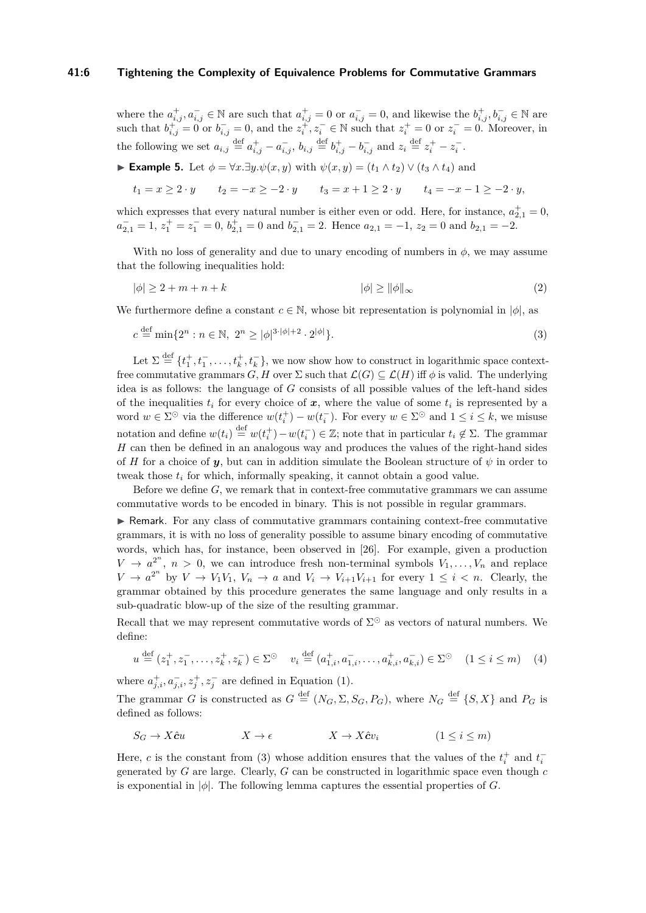where the $a^+_{i,j}, a^-_{i,j} \in \mathbb{N}$ are such that $a^+_{i,j} = 0$ or $a^-_{i,j} = 0$, and likewise the $b^+_{i,j}, b^-_{i,j} \in \mathbb{N}$ are such that $b^+_{i,j} = 0$ or $b^-_{i,j} = 0$, and the $z^+_i, z^-_i \in \mathbb{N}$ such that $z^+_i = 0$ or $z^-_i = 0$. Moreover, in the following we set $a_{i,j} \stackrel{\text{def}}{=} a^+_{i,j} - a^-_{i,j}$, $b_{i,j} \stackrel{\text{def}}{=} b^+_{i,j} - b^-_{i,j}$ and $z_i \stackrel{\text{def}}{=} z^+_i - z^-_i$.

▶ **Example 5.** Let $\phi = \forall x.\exists y.\psi(x,y)$ with $\psi(x,y) = (t_1 \wedge t_2) \vee (t_3 \wedge t_4)$ and

$$t_1 = x \geq 2 \cdot y \qquad t_2 = -x \geq -2 \cdot y \qquad t_3 = x + 1 \geq 2 \cdot y \qquad t_4 = -x - 1 \geq -2 \cdot y,$$

which expresses that every natural number is either even or odd. Here, for instance, $a^+_{2,1} = 0$, $a^-_{2,1} = 1$, $z^+_1 = z^-_1 = 0$, $b^+_{2,1} = 0$ and $b^-_{2,1} = 2$. Hence $a_{2,1} = -1$, $z_2 = 0$ and $b_{2,1} = -2$.

With no loss of generality and due to unary encoding of numbers in $\phi$, we may assume that the following inequalities hold:

$$|\phi| \geq 2 + m + n + k \qquad\qquad |\phi| \geq \|\phi\|_\infty \tag{2}$$

We furthermore define a constant $c \in \mathbb{N}$, whose bit representation is polynomial in $|\phi|$, as

$$c \stackrel{\text{def}}{=} \min\{2^n : n \in \mathbb{N},\ 2^n \geq |\phi|^{3\cdot|\phi|+2} \cdot 2^{|\phi|}\}. \tag{3}$$

Let $\Sigma \stackrel{\text{def}}{=} \{t^+_1, t^-_1, \ldots, t^+_k, t^-_k\}$, we now show how to construct in logarithmic space context-free commutative grammars $G, H$ over $\Sigma$ such that $\mathcal{L}(G) \subseteq \mathcal{L}(H)$ iff $\phi$ is valid. The underlying idea is as follows: the language of $G$ consists of all possible values of the left-hand sides of the inequalities $t_i$ for every choice of $\boldsymbol{x}$, where the value of some $t_i$ is represented by a word $w \in \Sigma^\odot$ via the difference $w(t^+_i) - w(t^-_i)$. For every $w \in \Sigma^\odot$ and $1 \leq i \leq k$, we misuse notation and define $w(t_i) \stackrel{\text{def}}{=} w(t^+_i) - w(t^-_i) \in \mathbb{Z}$; note that in particular $t_i \notin \Sigma$. The grammar $H$ can then be defined in an analogous way and produces the values of the right-hand sides of $H$ for a choice of $\boldsymbol{y}$, but can in addition simulate the Boolean structure of $\psi$ in order to tweak those $t_i$ for which, informally speaking, it cannot obtain a good value.

Before we define $G$, we remark that in context-free commutative grammars we can assume commutative words to be encoded in binary. This is not possible in regular grammars.

▶ Remark. For any class of commutative grammars containing context-free commutative grammars, it is with no loss of generality possible to assume binary encoding of commutative words, which has, for instance, been observed in [26]. For example, given a production $V \to a^{2^n}$, $n > 0$, we can introduce fresh non-terminal symbols $V_1, \ldots, V_n$ and replace $V \to a^{2^n}$ by $V \to V_1 V_1$, $V_n \to a$ and $V_i \to V_{i+1}V_{i+1}$ for every $1 \leq i < n$. Clearly, the grammar obtained by this procedure generates the same language and only results in a sub-quadratic blow-up of the size of the resulting grammar.

Recall that we may represent commutative words of $\Sigma^\odot$ as vectors of natural numbers. We define:

$$u \stackrel{\text{def}}{=} (z^+_1, z^-_1, \ldots, z^+_k, z^-_k) \in \Sigma^\odot \quad v_i \stackrel{\text{def}}{=} (a^+_{1,i}, a^-_{1,i}, \ldots, a^+_{k,i}, a^-_{k,i}) \in \Sigma^\odot \quad (1 \leq i \leq m) \tag{4}$$

where $a^+_{j,i}, a^-_{j,i}, z^+_j, z^-_j$ are defined in Equation (1).

The grammar $G$ is constructed as $G \stackrel{\text{def}}{=} (N_G, \Sigma, S_G, P_G)$, where $N_G \stackrel{\text{def}}{=} \{S, X\}$ and $P_G$ is defined as follows:

$$S_G \to X\hat{\boldsymbol{c}}u \qquad\qquad X \to \epsilon \qquad\qquad X \to X\hat{\boldsymbol{c}}v_i \qquad\qquad (1 \leq i \leq m)$$

Here, $c$ is the constant from (3) whose addition ensures that the values of the $t^+_i$ and $t^-_i$ generated by $G$ are large. Clearly, $G$ can be constructed in logarithmic space even though $c$ is exponential in $|\phi|$. The following lemma captures the essential properties of $G$.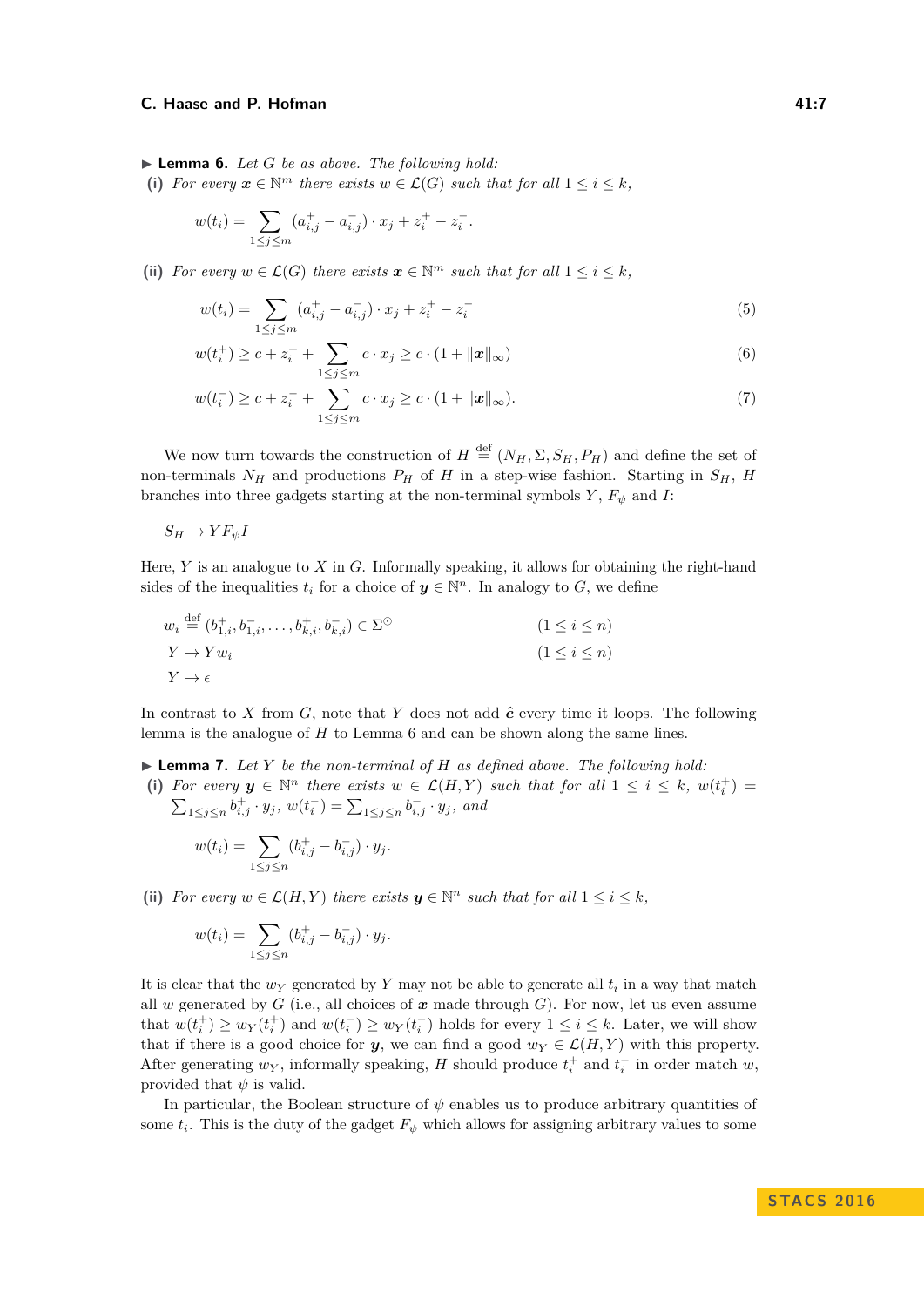▶ **Lemma 6.** *Let $G$ be as above. The following hold:*

**(i)** *For every $\boldsymbol{x} \in \mathbb{N}^m$ there exists $w \in \mathcal{L}(G)$ such that for all $1 \leq i \leq k$,*

$$w(t_i) = \sum_{1 \leq j \leq m} (a^+_{i,j} - a^-_{i,j}) \cdot x_j + z^+_i - z^-_i.$$

**(ii)** *For every $w \in \mathcal{L}(G)$ there exists $\boldsymbol{x} \in \mathbb{N}^m$ such that for all $1 \leq i \leq k$,*

$$w(t_i) = \sum_{1 \leq j \leq m} (a^+_{i,j} - a^-_{i,j}) \cdot x_j + z^+_i - z^-_i \tag{5}$$

$$w(t^+_i) \geq c + z^+_i + \sum_{1 \leq j \leq m} c \cdot x_j \geq c \cdot (1 + \|\boldsymbol{x}\|_\infty) \tag{6}$$

$$w(t^-_i) \geq c + z^-_i + \sum_{1 \leq j \leq m} c \cdot x_j \geq c \cdot (1 + \|\boldsymbol{x}\|_\infty). \tag{7}$$

We now turn towards the construction of $H \stackrel{\text{def}}{=} (N_H, \Sigma, S_H, P_H)$ and define the set of non-terminals $N_H$ and productions $P_H$ of $H$ in a step-wise fashion. Starting in $S_H$, $H$ branches into three gadgets starting at the non-terminal symbols $Y$, $F_\psi$ and $I$:

$$S_H \to Y F_\psi I$$

Here, $Y$ is an analogue to $X$ in $G$. Informally speaking, it allows for obtaining the right-hand sides of the inequalities $t_i$ for a choice of $\boldsymbol{y} \in \mathbb{N}^n$. In analogy to $G$, we define

$$w_i \stackrel{\text{def}}{=} (b^+_{1,i}, b^-_{1,i}, \ldots, b^+_{k,i}, b^-_{k,i}) \in \Sigma^\odot \qquad (1 \leq i \leq n)$$

$$Y \to Y w_i \qquad (1 \leq i \leq n)$$

$$Y \to \epsilon$$

In contrast to $X$ from $G$, note that $Y$ does not add $\hat{\boldsymbol{c}}$ every time it loops. The following lemma is the analogue of $H$ to Lemma 6 and can be shown along the same lines.

▶ **Lemma 7.** *Let $Y$ be the non-terminal of $H$ as defined above. The following hold:*

**(i)** *For every $\boldsymbol{y} \in \mathbb{N}^n$ there exists $w \in \mathcal{L}(H, Y)$ such that for all $1 \leq i \leq k$, $w(t^+_i) = \sum_{1 \leq j \leq n} b^+_{i,j} \cdot y_j$, $w(t^-_i) = \sum_{1 \leq j \leq n} b^-_{i,j} \cdot y_j$, and*

$$w(t_i) = \sum_{1 \leq j \leq n} (b^+_{i,j} - b^-_{i,j}) \cdot y_j.$$

**(ii)** *For every $w \in \mathcal{L}(H, Y)$ there exists $\boldsymbol{y} \in \mathbb{N}^n$ such that for all $1 \leq i \leq k$,*

$$w(t_i) = \sum_{1 \leq j \leq n} (b^+_{i,j} - b^-_{i,j}) \cdot y_j.$$

It is clear that the $w_Y$ generated by $Y$ may not be able to generate all $t_i$ in a way that match all $w$ generated by $G$ (i.e., all choices of $\boldsymbol{x}$ made through $G$). For now, let us even assume that $w(t^+_i) \geq w_Y(t^+_i)$ and $w(t^-_i) \geq w_Y(t^-_i)$ holds for every $1 \leq i \leq k$. Later, we will show that if there is a good choice for $\boldsymbol{y}$, we can find a good $w_Y \in \mathcal{L}(H, Y)$ with this property. After generating $w_Y$, informally speaking, $H$ should produce $t^+_i$ and $t^-_i$ in order match $w$, provided that $\psi$ is valid.

In particular, the Boolean structure of $\psi$ enables us to produce arbitrary quantities of some $t_i$. This is the duty of the gadget $F_\psi$ which allows for assigning arbitrary values to some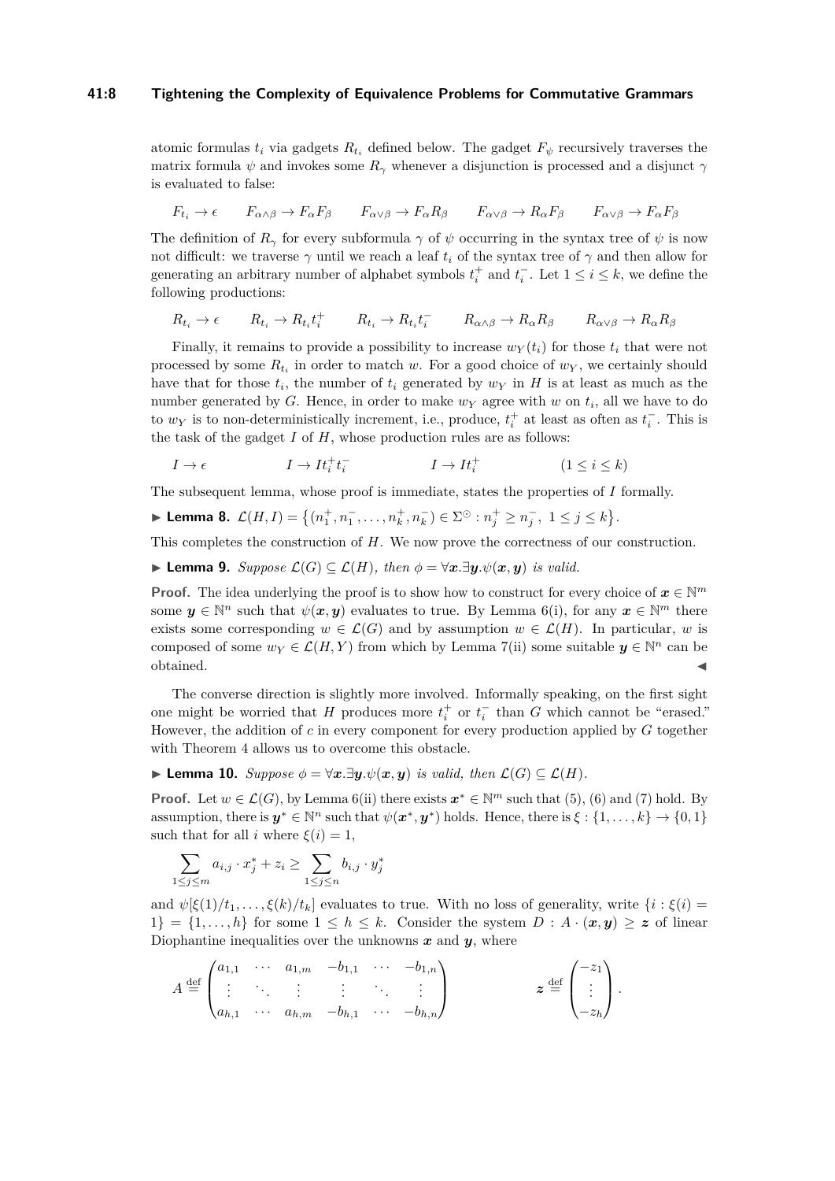atomic formulas $t_i$ via gadgets $R_{t_i}$ defined below. The gadget $F_\psi$ recursively traverses the matrix formula $\psi$ and invokes some $R_\gamma$ whenever a disjunction is processed and a disjunct $\gamma$ is evaluated to false:

$$F_{t_i} \to \epsilon \qquad F_{\alpha\wedge\beta} \to F_\alpha F_\beta \qquad F_{\alpha\vee\beta} \to F_\alpha R_\beta \qquad F_{\alpha\vee\beta} \to R_\alpha F_\beta \qquad F_{\alpha\vee\beta} \to F_\alpha F_\beta$$

The definition of $R_\gamma$ for every subformula $\gamma$ of $\psi$ occurring in the syntax tree of $\psi$ is now not difficult: we traverse $\gamma$ until we reach a leaf $t_i$ of the syntax tree of $\gamma$ and then allow for generating an arbitrary number of alphabet symbols $t_i^+$ and $t_i^-$. Let $1 \le i \le k$, we define the following productions:

$$R_{t_i} \to \epsilon \qquad R_{t_i} \to R_{t_i} t_i^+ \qquad R_{t_i} \to R_{t_i} t_i^- \qquad R_{\alpha\wedge\beta} \to R_\alpha R_\beta \qquad R_{\alpha\vee\beta} \to R_\alpha R_\beta$$

Finally, it remains to provide a possibility to increase $w_Y(t_i)$ for those $t_i$ that were not processed by some $R_{t_i}$ in order to match $w$. For a good choice of $w_Y$, we certainly should have that for those $t_i$, the number of $t_i$ generated by $w_Y$ in $H$ is at least as much as the number generated by $G$. Hence, in order to make $w_Y$ agree with $w$ on $t_i$, all we have to do to $w_Y$ is to non-deterministically increment, i.e., produce, $t_i^+$ at least as often as $t_i^-$. This is the task of the gadget $I$ of $H$, whose production rules are as follows:

$$I \to \epsilon \qquad\qquad I \to I t_i^+ t_i^- \qquad\qquad I \to I t_i^+ \qquad\qquad (1 \le i \le k)$$

The subsequent lemma, whose proof is immediate, states the properties of $I$ formally.

▶ **Lemma 8.** $\mathcal{L}(H, I) = \{(n_1^+, n_1^-, \ldots, n_k^+, n_k^-) \in \Sigma^\odot : n_j^+ \ge n_j^-,\ 1 \le j \le k\}$.

This completes the construction of $H$. We now prove the correctness of our construction.

▶ **Lemma 9.** *Suppose $\mathcal{L}(G) \subseteq \mathcal{L}(H)$, then $\phi = \forall \boldsymbol{x}.\exists \boldsymbol{y}.\psi(\boldsymbol{x}, \boldsymbol{y})$ is valid.*

**Proof.** The idea underlying the proof is to show how to construct for every choice of $\boldsymbol{x} \in \mathbb{N}^m$ some $\boldsymbol{y} \in \mathbb{N}^n$ such that $\psi(\boldsymbol{x}, \boldsymbol{y})$ evaluates to true. By Lemma 6(i), for any $\boldsymbol{x} \in \mathbb{N}^m$ there exists some corresponding $w \in \mathcal{L}(G)$ and by assumption $w \in \mathcal{L}(H)$. In particular, $w$ is composed of some $w_Y \in \mathcal{L}(H, Y)$ from which by Lemma 7(ii) some suitable $\boldsymbol{y} \in \mathbb{N}^n$ can be obtained. ◀

The converse direction is slightly more involved. Informally speaking, on the first sight one might be worried that $H$ produces more $t_i^+$ or $t_i^-$ than $G$ which cannot be "erased." However, the addition of $c$ in every component for every production applied by $G$ together with Theorem 4 allows us to overcome this obstacle.

▶ **Lemma 10.** *Suppose $\phi = \forall \boldsymbol{x}.\exists \boldsymbol{y}.\psi(\boldsymbol{x}, \boldsymbol{y})$ is valid, then $\mathcal{L}(G) \subseteq \mathcal{L}(H)$.*

**Proof.** Let $w \in \mathcal{L}(G)$, by Lemma 6(ii) there exists $\boldsymbol{x}^* \in \mathbb{N}^m$ such that (5), (6) and (7) hold. By assumption, there is $\boldsymbol{y}^* \in \mathbb{N}^n$ such that $\psi(\boldsymbol{x}^*, \boldsymbol{y}^*)$ holds. Hence, there is $\xi : \{1, \ldots, k\} \to \{0, 1\}$ such that for all $i$ where $\xi(i) = 1$,

$$\sum_{1 \le j \le m} a_{i,j} \cdot x_j^* + z_i \ge \sum_{1 \le j \le n} b_{i,j} \cdot y_j^*$$

and $\psi[\xi(1)/t_1, \ldots, \xi(k)/t_k]$ evaluates to true. With no loss of generality, write $\{i : \xi(i) = 1\} = \{1, \ldots, h\}$ for some $1 \le h \le k$. Consider the system $D : A \cdot (\boldsymbol{x}, \boldsymbol{y}) \ge \boldsymbol{z}$ of linear Diophantine inequalities over the unknowns $\boldsymbol{x}$ and $\boldsymbol{y}$, where

$$A \stackrel{\text{def}}{=} \begin{pmatrix} a_{1,1} & \cdots & a_{1,m} & -b_{1,1} & \cdots & -b_{1,n} \\ \vdots & \ddots & \vdots & \vdots & \ddots & \vdots \\ a_{h,1} & \cdots & a_{h,m} & -b_{h,1} & \cdots & -b_{h,n} \end{pmatrix} \qquad\qquad \boldsymbol{z} \stackrel{\text{def}}{=} \begin{pmatrix} -z_1 \\ \vdots \\ -z_h \end{pmatrix}.$$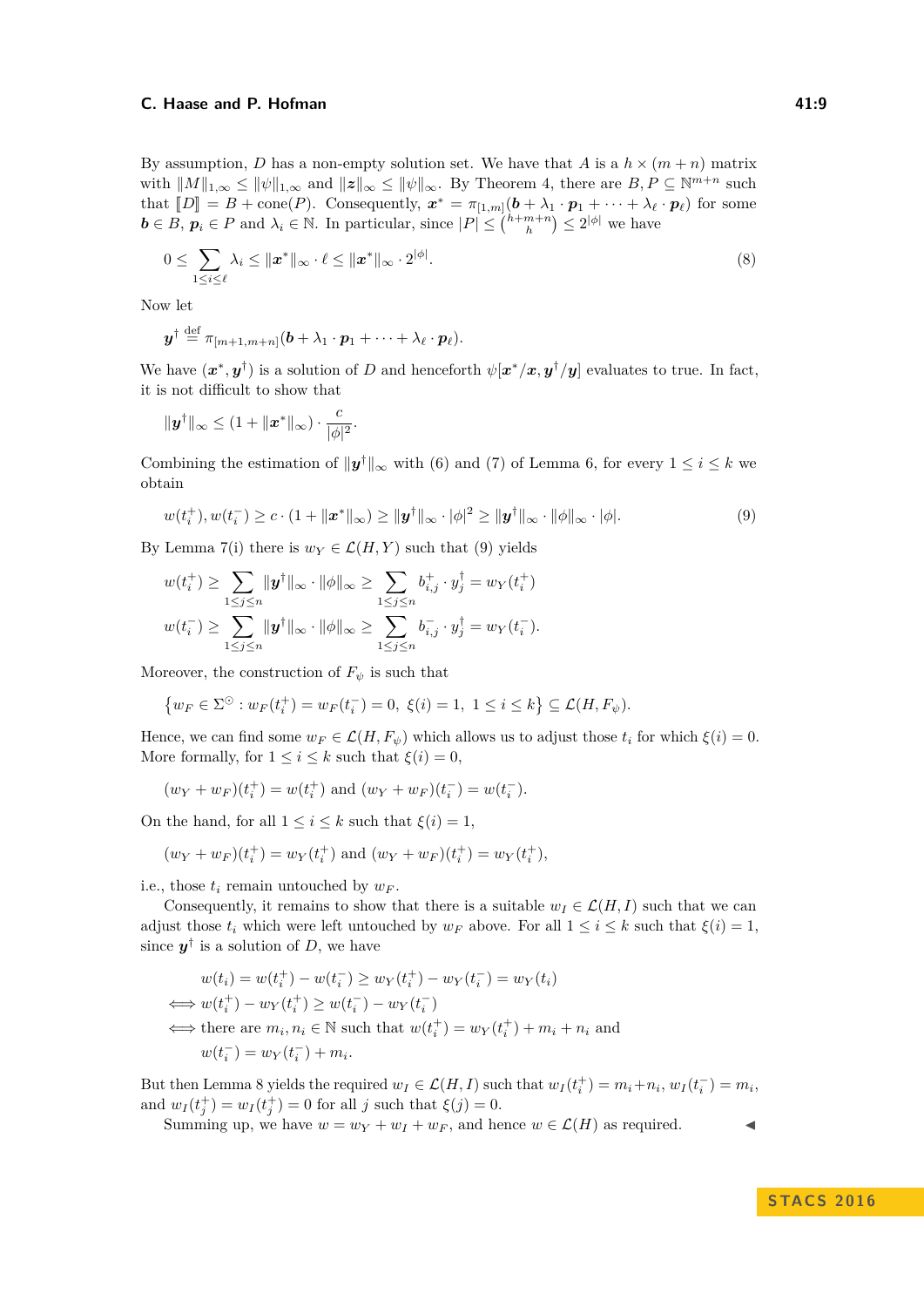By assumption, $D$ has a non-empty solution set. We have that $A$ is a $h \times (m+n)$ matrix with $\|M\|_{1,\infty} \leq \|\psi\|_{1,\infty}$ and $\|\boldsymbol{z}\|_\infty \leq \|\psi\|_\infty$. By Theorem 4, there are $B, P \subseteq \mathbb{N}^{m+n}$ such that $[\![D]\!] = B + \operatorname{cone}(P)$. Consequently, $\boldsymbol{x}^* = \pi_{[1,m]}(\boldsymbol{b} + \lambda_1 \cdot \boldsymbol{p}_1 + \cdots + \lambda_\ell \cdot \boldsymbol{p}_\ell)$ for some $\boldsymbol{b} \in B$, $\boldsymbol{p}_i \in P$ and $\lambda_i \in \mathbb{N}$. In particular, since $|P| \leq \binom{h+m+n}{h} \leq 2^{|\phi|}$ we have

$$0 \leq \sum_{1 \leq i \leq \ell} \lambda_i \leq \|\boldsymbol{x}^*\|_\infty \cdot \ell \leq \|\boldsymbol{x}^*\|_\infty \cdot 2^{|\phi|}. \tag{8}$$

Now let

$$\boldsymbol{y}^\dagger \stackrel{\text{def}}{=} \pi_{[m+1,m+n]}(\boldsymbol{b} + \lambda_1 \cdot \boldsymbol{p}_1 + \cdots + \lambda_\ell \cdot \boldsymbol{p}_\ell).$$

We have $(\boldsymbol{x}^*, \boldsymbol{y}^\dagger)$ is a solution of $D$ and henceforth $\psi[\boldsymbol{x}^*/\boldsymbol{x}, \boldsymbol{y}^\dagger/\boldsymbol{y}]$ evaluates to true. In fact, it is not difficult to show that

$$\|\boldsymbol{y}^\dagger\|_\infty \leq (1 + \|\boldsymbol{x}^*\|_\infty) \cdot \frac{c}{|\phi|^2}.$$

Combining the estimation of $\|\boldsymbol{y}^\dagger\|_\infty$ with (6) and (7) of Lemma 6, for every $1 \leq i \leq k$ we obtain

$$w(t_i^+), w(t_i^-) \geq c \cdot (1 + \|\boldsymbol{x}^*\|_\infty) \geq \|\boldsymbol{y}^\dagger\|_\infty \cdot |\phi|^2 \geq \|\boldsymbol{y}^\dagger\|_\infty \cdot \|\phi\|_\infty \cdot |\phi|. \tag{9}$$

By Lemma 7(i) there is $w_Y \in \mathcal{L}(H, Y)$ such that (9) yields

$$w(t_i^+) \geq \sum_{1 \leq j \leq n} \|\boldsymbol{y}^\dagger\|_\infty \cdot \|\phi\|_\infty \geq \sum_{1 \leq j \leq n} b_{i,j}^+ \cdot y_j^\dagger = w_Y(t_i^+)$$

$$w(t_i^-) \geq \sum_{1 \leq j \leq n} \|\boldsymbol{y}^\dagger\|_\infty \cdot \|\phi\|_\infty \geq \sum_{1 \leq j \leq n} b_{i,j}^- \cdot y_j^\dagger = w_Y(t_i^-).$$

Moreover, the construction of $F_\psi$ is such that

$$\left\{ w_F \in \Sigma^\odot : w_F(t_i^+) = w_F(t_i^-) = 0,\ \xi(i) = 1,\ 1 \leq i \leq k \right\} \subseteq \mathcal{L}(H, F_\psi).$$

Hence, we can find some $w_F \in \mathcal{L}(H, F_\psi)$ which allows us to adjust those $t_i$ for which $\xi(i) = 0$. More formally, for $1 \leq i \leq k$ such that $\xi(i) = 0$,

$$(w_Y + w_F)(t_i^+) = w(t_i^+) \text{ and } (w_Y + w_F)(t_i^-) = w(t_i^-).$$

On the hand, for all $1 \leq i \leq k$ such that $\xi(i) = 1$,

$$(w_Y + w_F)(t_i^+) = w_Y(t_i^+) \text{ and } (w_Y + w_F)(t_i^+) = w_Y(t_i^+),$$

i.e., those $t_i$ remain untouched by $w_F$.

Consequently, it remains to show that there is a suitable $w_I \in \mathcal{L}(H, I)$ such that we can adjust those $t_i$ which were left untouched by $w_F$ above. For all $1 \leq i \leq k$ such that $\xi(i) = 1$, since $\boldsymbol{y}^\dagger$ is a solution of $D$, we have

$$\begin{aligned}
& w(t_i) = w(t_i^+) - w(t_i^-) \geq w_Y(t_i^+) - w_Y(t_i^-) = w_Y(t_i) \\
\iff & w(t_i^+) - w_Y(t_i^+) \geq w(t_i^-) - w_Y(t_i^-) \\
\iff & \text{there are } m_i, n_i \in \mathbb{N} \text{ such that } w(t_i^+) = w_Y(t_i^+) + m_i + n_i \text{ and} \\
& w(t_i^-) = w_Y(t_i^-) + m_i.
\end{aligned}$$

But then Lemma 8 yields the required $w_I \in \mathcal{L}(H, I)$ such that $w_I(t_i^+) = m_i + n_i$, $w_I(t_i^-) = m_i$, and $w_I(t_j^+) = w_I(t_j^+) = 0$ for all $j$ such that $\xi(j) = 0$.

Summing up, we have $w = w_Y + w_I + w_F$, and hence $w \in \mathcal{L}(H)$ as required. ◀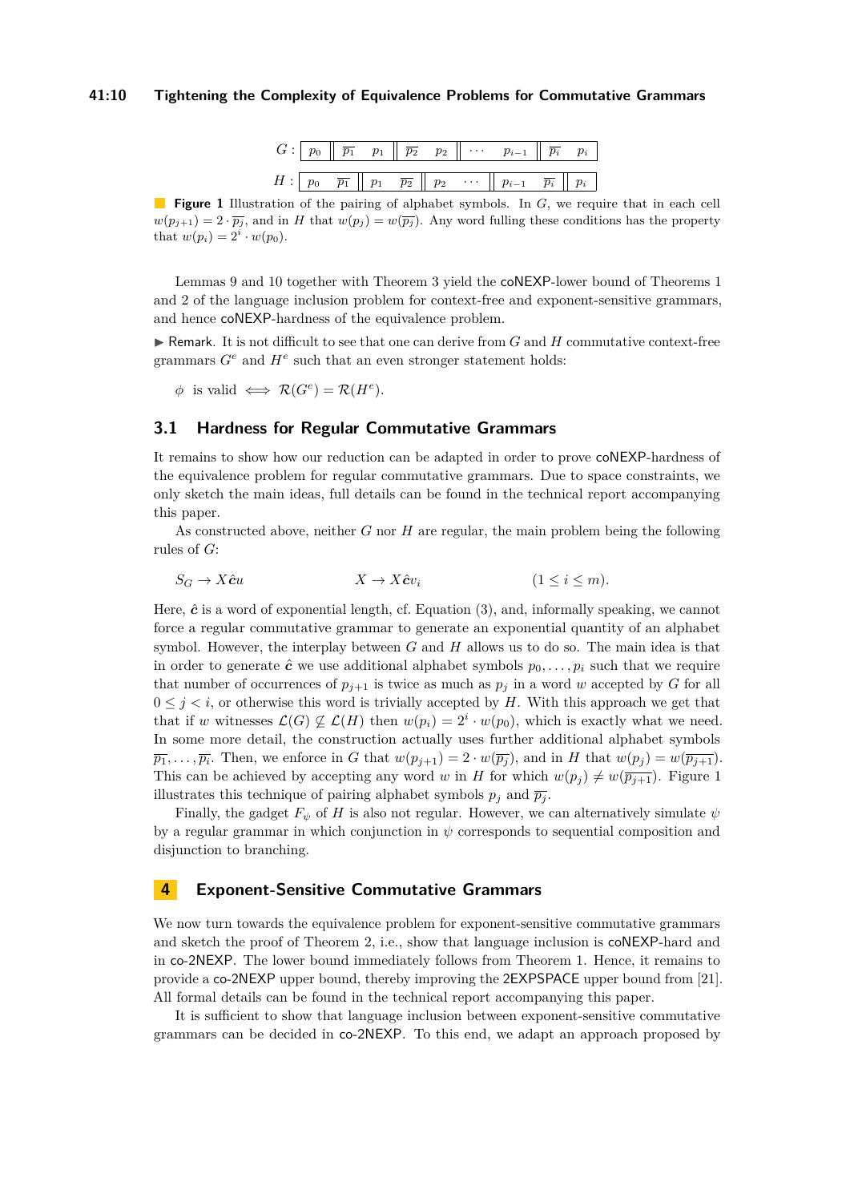$G$ : | $p_0$ || $\overline{p_1}$ $p_1$ || $\overline{p_2}$ $p_2$ || $\cdots$ $p_{i-1}$ || $\overline{p_i}$ $p_i$ |

$H$ : | $p_0$ $\overline{p_1}$ || $p_1$ $\overline{p_2}$ || $p_2$ $\cdots$ || $p_{i-1}$ $\overline{p_i}$ || $p_i$ |

**Figure 1** Illustration of the pairing of alphabet symbols. In $G$, we require that in each cell $w(p_{j+1}) = 2 \cdot \overline{p_j}$, and in $H$ that $w(p_j) = w(\overline{p_j})$. Any word fulling these conditions has the property that $w(p_i) = 2^i \cdot w(p_0)$.

Lemmas 9 and 10 together with Theorem 3 yield the coNEXP-lower bound of Theorems 1 and 2 of the language inclusion problem for context-free and exponent-sensitive grammars, and hence coNEXP-hardness of the equivalence problem.

▶ Remark. It is not difficult to see that one can derive from $G$ and $H$ commutative context-free grammars $G^e$ and $H^e$ such that an even stronger statement holds:

$$\phi \text{ is valid } \iff \mathcal{R}(G^e) = \mathcal{R}(H^e).$$

## 3.1 Hardness for Regular Commutative Grammars

It remains to show how our reduction can be adapted in order to prove coNEXP-hardness of the equivalence problem for regular commutative grammars. Due to space constraints, we only sketch the main ideas, full details can be found in the technical report accompanying this paper.

As constructed above, neither $G$ nor $H$ are regular, the main problem being the following rules of $G$:

$$S_G \to X\hat{\boldsymbol{c}}u \qquad\qquad X \to X\hat{\boldsymbol{c}}v_i \qquad\qquad (1 \leq i \leq m).$$

Here, $\hat{\boldsymbol{c}}$ is a word of exponential length, cf. Equation (3), and, informally speaking, we cannot force a regular commutative grammar to generate an exponential quantity of an alphabet symbol. However, the interplay between $G$ and $H$ allows us to do so. The main idea is that in order to generate $\hat{\boldsymbol{c}}$ we use additional alphabet symbols $p_0, \ldots, p_i$ such that we require that number of occurrences of $p_{j+1}$ is twice as much as $p_j$ in a word $w$ accepted by $G$ for all $0 \leq j < i$, or otherwise this word is trivially accepted by $H$. With this approach we get that that if $w$ witnesses $\mathcal{L}(G) \not\subseteq \mathcal{L}(H)$ then $w(p_i) = 2^i \cdot w(p_0)$, which is exactly what we need. In some more detail, the construction actually uses further additional alphabet symbols $\overline{p_1}, \ldots, \overline{p_i}$. Then, we enforce in $G$ that $w(p_{j+1}) = 2 \cdot w(\overline{p_j})$, and in $H$ that $w(p_j) = w(\overline{p_{j+1}})$. This can be achieved by accepting any word $w$ in $H$ for which $w(p_j) \neq w(\overline{p_{j+1}})$. Figure 1 illustrates this technique of pairing alphabet symbols $p_j$ and $\overline{p_j}$.

Finally, the gadget $F_\psi$ of $H$ is also not regular. However, we can alternatively simulate $\psi$ by a regular grammar in which conjunction in $\psi$ corresponds to sequential composition and disjunction to branching.

# 4 Exponent-Sensitive Commutative Grammars

We now turn towards the equivalence problem for exponent-sensitive commutative grammars and sketch the proof of Theorem 2, i.e., show that language inclusion is coNEXP-hard and in co-2NEXP. The lower bound immediately follows from Theorem 1. Hence, it remains to provide a co-2NEXP upper bound, thereby improving the 2EXPSPACE upper bound from [21]. All formal details can be found in the technical report accompanying this paper.

It is sufficient to show that language inclusion between exponent-sensitive commutative grammars can be decided in co-2NEXP. To this end, we adapt an approach proposed by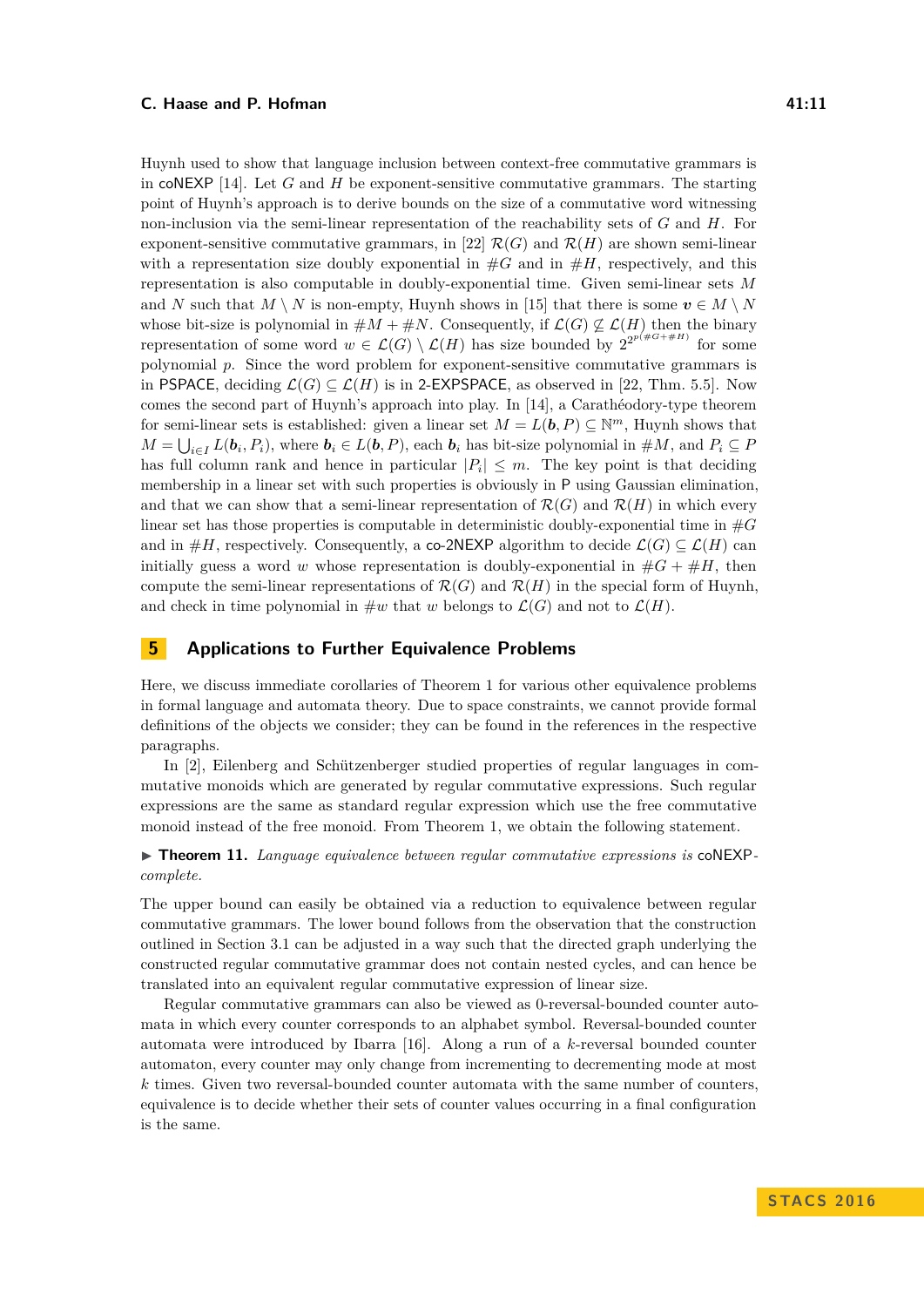Huynh used to show that language inclusion between context-free commutative grammars is in coNEXP [14]. Let $G$ and $H$ be exponent-sensitive commutative grammars. The starting point of Huynh's approach is to derive bounds on the size of a commutative word witnessing non-inclusion via the semi-linear representation of the reachability sets of $G$ and $H$. For exponent-sensitive commutative grammars, in [22] $\mathcal{R}(G)$ and $\mathcal{R}(H)$ are shown semi-linear with a representation size doubly exponential in $\#G$ and in $\#H$, respectively, and this representation is also computable in doubly-exponential time. Given semi-linear sets $M$ and $N$ such that $M \setminus N$ is non-empty, Huynh shows in [15] that there is some $\boldsymbol{v} \in M \setminus N$ whose bit-size is polynomial in $\#M + \#N$. Consequently, if $\mathcal{L}(G) \not\subseteq \mathcal{L}(H)$ then the binary representation of some word $w \in \mathcal{L}(G) \setminus \mathcal{L}(H)$ has size bounded by $2^{2^{p(\#G+\#H)}}$ for some polynomial $p$. Since the word problem for exponent-sensitive commutative grammars is in PSPACE, deciding $\mathcal{L}(G) \subseteq \mathcal{L}(H)$ is in 2-EXPSPACE, as observed in [22, Thm. 5.5]. Now comes the second part of Huynh's approach into play. In [14], a Carathéodory-type theorem for semi-linear sets is established: given a linear set $M = L(\boldsymbol{b}, P) \subseteq \mathbb{N}^m$, Huynh shows that $M = \bigcup_{i \in I} L(\boldsymbol{b}_i, P_i)$, where $\boldsymbol{b}_i \in L(\boldsymbol{b}, P)$, each $\boldsymbol{b}_i$ has bit-size polynomial in $\#M$, and $P_i \subseteq P$ has full column rank and hence in particular $|P_i| \leq m$. The key point is that deciding membership in a linear set with such properties is obviously in P using Gaussian elimination, and that we can show that a semi-linear representation of $\mathcal{R}(G)$ and $\mathcal{R}(H)$ in which every linear set has those properties is computable in deterministic doubly-exponential time in $\#G$ and in $\#H$, respectively. Consequently, a co-2NEXP algorithm to decide $\mathcal{L}(G) \subseteq \mathcal{L}(H)$ can initially guess a word $w$ whose representation is doubly-exponential in $\#G + \#H$, then compute the semi-linear representations of $\mathcal{R}(G)$ and $\mathcal{R}(H)$ in the special form of Huynh, and check in time polynomial in $\#w$ that $w$ belongs to $\mathcal{L}(G)$ and not to $\mathcal{L}(H)$.

## 5 Applications to Further Equivalence Problems

Here, we discuss immediate corollaries of Theorem 1 for various other equivalence problems in formal language and automata theory. Due to space constraints, we cannot provide formal definitions of the objects we consider; they can be found in the references in the respective paragraphs.

In [2], Eilenberg and Schützenberger studied properties of regular languages in commutative monoids which are generated by regular commutative expressions. Such regular expressions are the same as standard regular expression which use the free commutative monoid instead of the free monoid. From Theorem 1, we obtain the following statement.

▶ **Theorem 11.** *Language equivalence between regular commutative expressions is* coNEXP*-complete.*

The upper bound can easily be obtained via a reduction to equivalence between regular commutative grammars. The lower bound follows from the observation that the construction outlined in Section 3.1 can be adjusted in a way such that the directed graph underlying the constructed regular commutative grammar does not contain nested cycles, and can hence be translated into an equivalent regular commutative expression of linear size.

Regular commutative grammars can also be viewed as 0-reversal-bounded counter automata in which every counter corresponds to an alphabet symbol. Reversal-bounded counter automata were introduced by Ibarra [16]. Along a run of a $k$-reversal bounded counter automaton, every counter may only change from incrementing to decrementing mode at most $k$ times. Given two reversal-bounded counter automata with the same number of counters, equivalence is to decide whether their sets of counter values occurring in a final configuration is the same.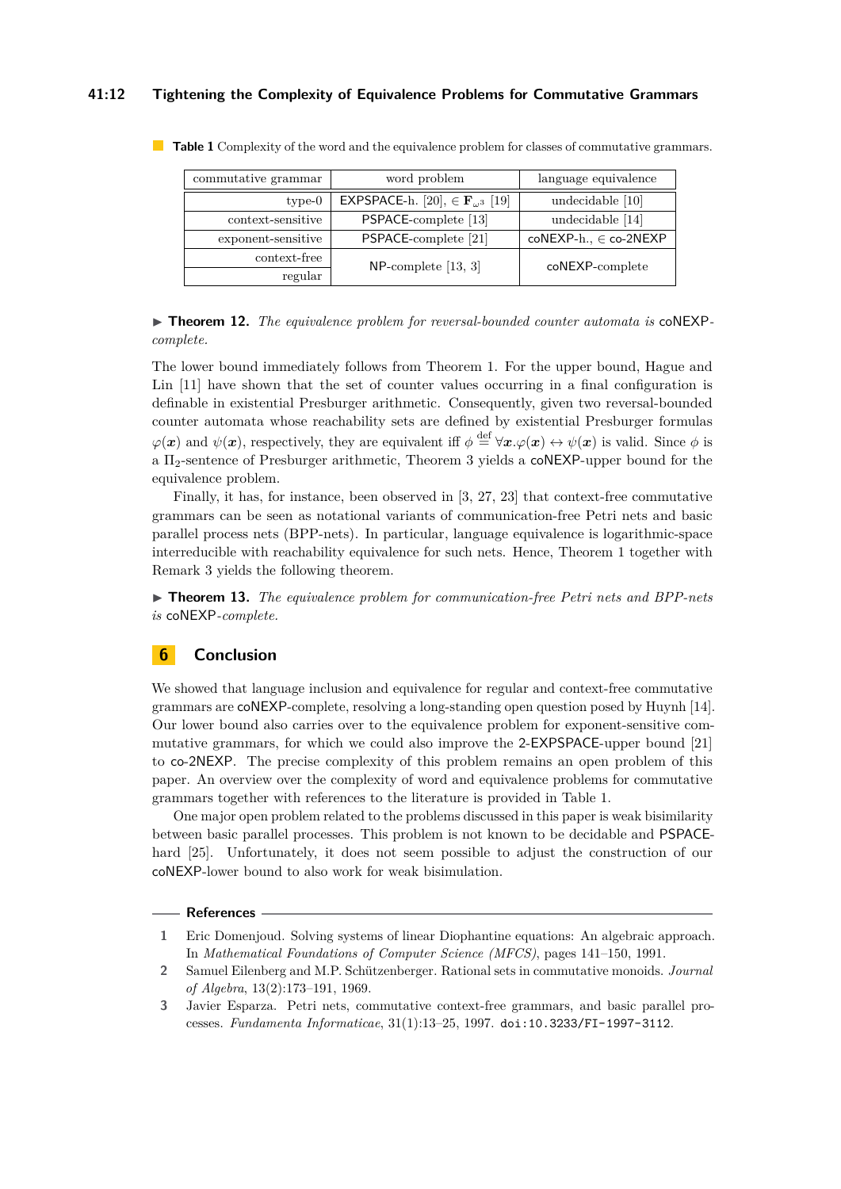**Table 1** Complexity of the word and the equivalence problem for classes of commutative grammars.

| commutative grammar | word problem | language equivalence |
|---|---|---|
| type-0 | EXPSPACE-h. [20], $\in \mathbf{F}_{\omega^3}$ [19] | undecidable [10] |
| context-sensitive | PSPACE-complete [13] | undecidable [14] |
| exponent-sensitive | PSPACE-complete [21] | coNEXP-h., $\in$ co-2NEXP |
| context-free | NP-complete [13, 3] | coNEXP-complete |
| regular | | |

▶ **Theorem 12.** *The equivalence problem for reversal-bounded counter automata is* coNEXP-*complete.*

The lower bound immediately follows from Theorem 1. For the upper bound, Hague and Lin [11] have shown that the set of counter values occurring in a final configuration is definable in existential Presburger arithmetic. Consequently, given two reversal-bounded counter automata whose reachability sets are defined by existential Presburger formulas $\varphi(\boldsymbol{x})$ and $\psi(\boldsymbol{x})$, respectively, they are equivalent iff $\phi \stackrel{\text{def}}{=} \forall \boldsymbol{x}.\varphi(\boldsymbol{x}) \leftrightarrow \psi(\boldsymbol{x})$ is valid. Since $\phi$ is a $\Pi_2$-sentence of Presburger arithmetic, Theorem 3 yields a coNEXP-upper bound for the equivalence problem.

Finally, it has, for instance, been observed in [3, 27, 23] that context-free commutative grammars can be seen as notational variants of communication-free Petri nets and basic parallel process nets (BPP-nets). In particular, language equivalence is logarithmic-space interreducible with reachability equivalence for such nets. Hence, Theorem 1 together with Remark 3 yields the following theorem.

▶ **Theorem 13.** *The equivalence problem for communication-free Petri nets and BPP-nets is* coNEXP-*complete.*

## 6 Conclusion

We showed that language inclusion and equivalence for regular and context-free commutative grammars are coNEXP-complete, resolving a long-standing open question posed by Huynh [14]. Our lower bound also carries over to the equivalence problem for exponent-sensitive commutative grammars, for which we could also improve the 2-EXPSPACE-upper bound [21] to co-2NEXP. The precise complexity of this problem remains an open problem of this paper. An overview over the complexity of word and equivalence problems for commutative grammars together with references to the literature is provided in Table 1.

One major open problem related to the problems discussed in this paper is weak bisimilarity between basic parallel processes. This problem is not known to be decidable and PSPACE-hard [25]. Unfortunately, it does not seem possible to adjust the construction of our coNEXP-lower bound to also work for weak bisimulation.

## References

1. Eric Domenjoud. Solving systems of linear Diophantine equations: An algebraic approach. In *Mathematical Foundations of Computer Science (MFCS)*, pages 141–150, 1991.
2. Samuel Eilenberg and M.P. Schützenberger. Rational sets in commutative monoids. *Journal of Algebra*, 13(2):173–191, 1969.
3. Javier Esparza. Petri nets, commutative context-free grammars, and basic parallel processes. *Fundamenta Informaticae*, 31(1):13–25, 1997. doi:10.3233/FI-1997-3112.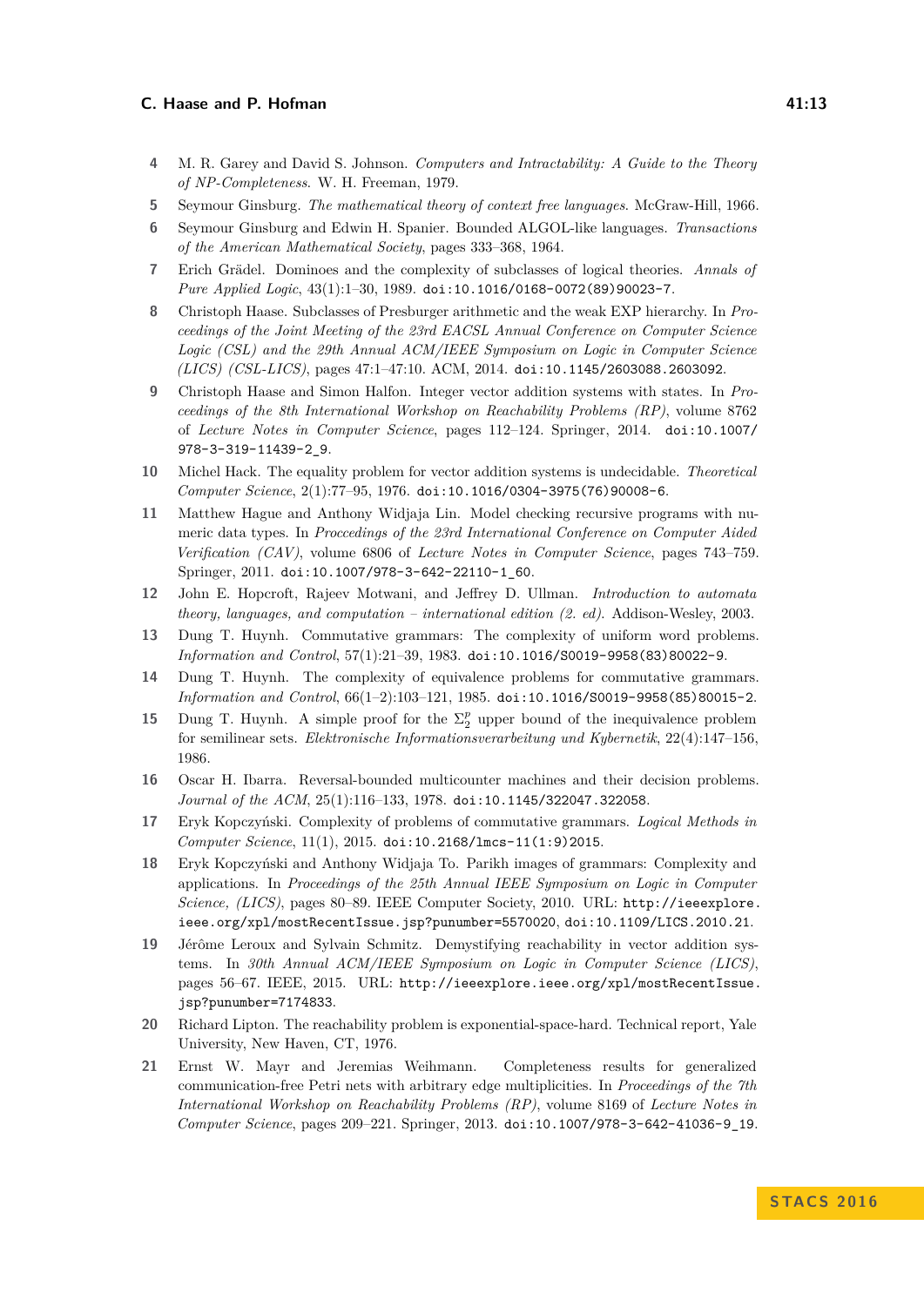4 M. R. Garey and David S. Johnson. *Computers and Intractability: A Guide to the Theory of NP-Completeness*. W. H. Freeman, 1979.

5 Seymour Ginsburg. *The mathematical theory of context free languages*. McGraw-Hill, 1966.

6 Seymour Ginsburg and Edwin H. Spanier. Bounded ALGOL-like languages. *Transactions of the American Mathematical Society*, pages 333–368, 1964.

7 Erich Grädel. Dominoes and the complexity of subclasses of logical theories. *Annals of Pure Applied Logic*, 43(1):1–30, 1989. doi:10.1016/0168-0072(89)90023-7.

8 Christoph Haase. Subclasses of Presburger arithmetic and the weak EXP hierarchy. In *Proceedings of the Joint Meeting of the 23rd EACSL Annual Conference on Computer Science Logic (CSL) and the 29th Annual ACM/IEEE Symposium on Logic in Computer Science (LICS) (CSL-LICS)*, pages 47:1–47:10. ACM, 2014. doi:10.1145/2603088.2603092.

9 Christoph Haase and Simon Halfon. Integer vector addition systems with states. In *Proceedings of the 8th International Workshop on Reachability Problems (RP)*, volume 8762 of *Lecture Notes in Computer Science*, pages 112–124. Springer, 2014. doi:10.1007/978-3-319-11439-2_9.

10 Michel Hack. The equality problem for vector addition systems is undecidable. *Theoretical Computer Science*, 2(1):77–95, 1976. doi:10.1016/0304-3975(76)90008-6.

11 Matthew Hague and Anthony Widjaja Lin. Model checking recursive programs with numeric data types. In *Proccedings of the 23rd International Conference on Computer Aided Verification (CAV)*, volume 6806 of *Lecture Notes in Computer Science*, pages 743–759. Springer, 2011. doi:10.1007/978-3-642-22110-1_60.

12 John E. Hopcroft, Rajeev Motwani, and Jeffrey D. Ullman. *Introduction to automata theory, languages, and computation – international edition (2. ed).* Addison-Wesley, 2003.

13 Dung T. Huynh. Commutative grammars: The complexity of uniform word problems. *Information and Control*, 57(1):21–39, 1983. doi:10.1016/S0019-9958(83)80022-9.

14 Dung T. Huynh. The complexity of equivalence problems for commutative grammars. *Information and Control*, 66(1–2):103–121, 1985. doi:10.1016/S0019-9958(85)80015-2.

15 Dung T. Huynh. A simple proof for the $\Sigma_2^p$ upper bound of the inequivalence problem for semilinear sets. *Elektronische Informationsverarbeitung und Kybernetik*, 22(4):147–156, 1986.

16 Oscar H. Ibarra. Reversal-bounded multicounter machines and their decision problems. *Journal of the ACM*, 25(1):116–133, 1978. doi:10.1145/322047.322058.

17 Eryk Kopczyński. Complexity of problems of commutative grammars. *Logical Methods in Computer Science*, 11(1), 2015. doi:10.2168/lmcs-11(1:9)2015.

18 Eryk Kopczyński and Anthony Widjaja To. Parikh images of grammars: Complexity and applications. In *Proceedings of the 25th Annual IEEE Symposium on Logic in Computer Science, (LICS)*, pages 80–89. IEEE Computer Society, 2010. URL: http://ieeexplore.ieee.org/xpl/mostRecentIssue.jsp?punumber=5570020, doi:10.1109/LICS.2010.21.

19 Jérôme Leroux and Sylvain Schmitz. Demystifying reachability in vector addition systems. In *30th Annual ACM/IEEE Symposium on Logic in Computer Science (LICS)*, pages 56–67. IEEE, 2015. URL: http://ieeexplore.ieee.org/xpl/mostRecentIssue.jsp?punumber=7174833.

20 Richard Lipton. The reachability problem is exponential-space-hard. Technical report, Yale University, New Haven, CT, 1976.

21 Ernst W. Mayr and Jeremias Weihmann. Completeness results for generalized communication-free Petri nets with arbitrary edge multiplicities. In *Proceedings of the 7th International Workshop on Reachability Problems (RP)*, volume 8169 of *Lecture Notes in Computer Science*, pages 209–221. Springer, 2013. doi:10.1007/978-3-642-41036-9_19.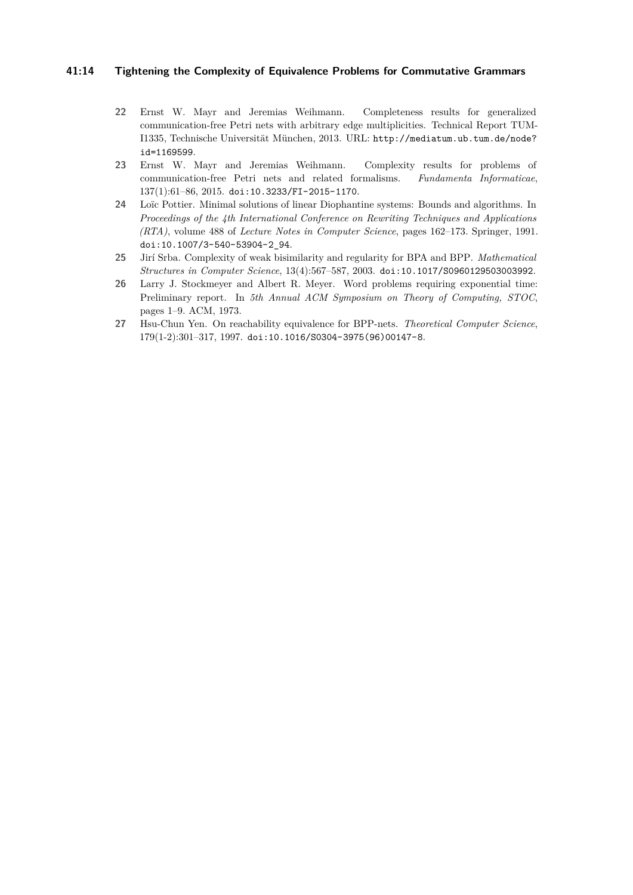22 Ernst W. Mayr and Jeremias Weihmann. Completeness results for generalized communication-free Petri nets with arbitrary edge multiplicities. Technical Report TUM-I1335, Technische Universität München, 2013. URL: http://mediatum.ub.tum.de/node?id=1169599.

23 Ernst W. Mayr and Jeremias Weihmann. Complexity results for problems of communication-free Petri nets and related formalisms. *Fundamenta Informaticae*, 137(1):61–86, 2015. doi:10.3233/FI-2015-1170.

24 Loïc Pottier. Minimal solutions of linear Diophantine systems: Bounds and algorithms. In *Proceedings of the 4th International Conference on Rewriting Techniques and Applications (RTA)*, volume 488 of *Lecture Notes in Computer Science*, pages 162–173. Springer, 1991. doi:10.1007/3-540-53904-2_94.

25 Jirí Srba. Complexity of weak bisimilarity and regularity for BPA and BPP. *Mathematical Structures in Computer Science*, 13(4):567–587, 2003. doi:10.1017/S0960129503003992.

26 Larry J. Stockmeyer and Albert R. Meyer. Word problems requiring exponential time: Preliminary report. In *5th Annual ACM Symposium on Theory of Computing, STOC*, pages 1–9. ACM, 1973.

27 Hsu-Chun Yen. On reachability equivalence for BPP-nets. *Theoretical Computer Science*, 179(1-2):301–317, 1997. doi:10.1016/S0304-3975(96)00147-8.